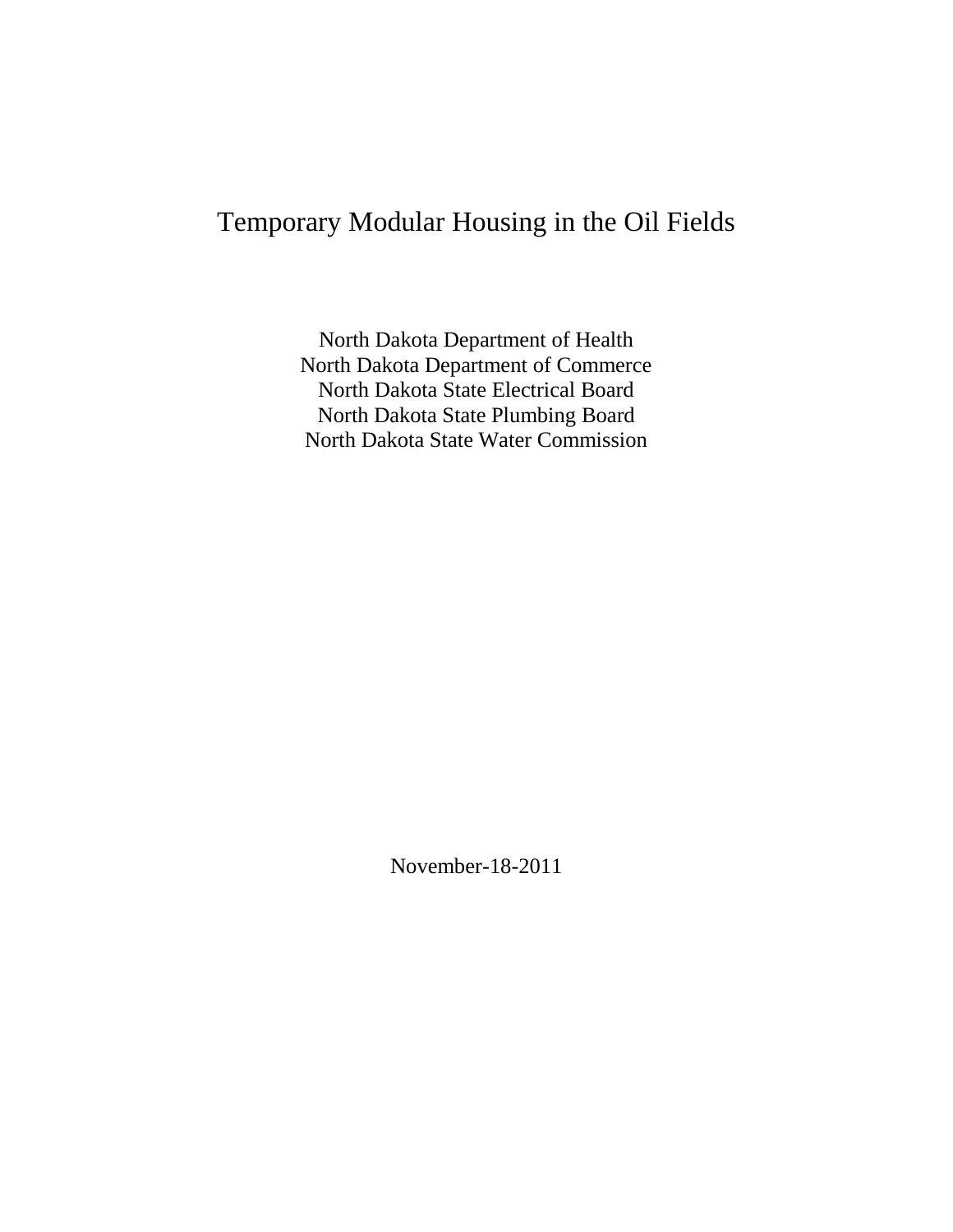# Temporary Modular Housing in the Oil Fields

North Dakota Department of Health
North Dakota Department of Commerce
North Dakota State Electrical Board
North Dakota State Plumbing Board
North Dakota State Water Commission

November-18-2011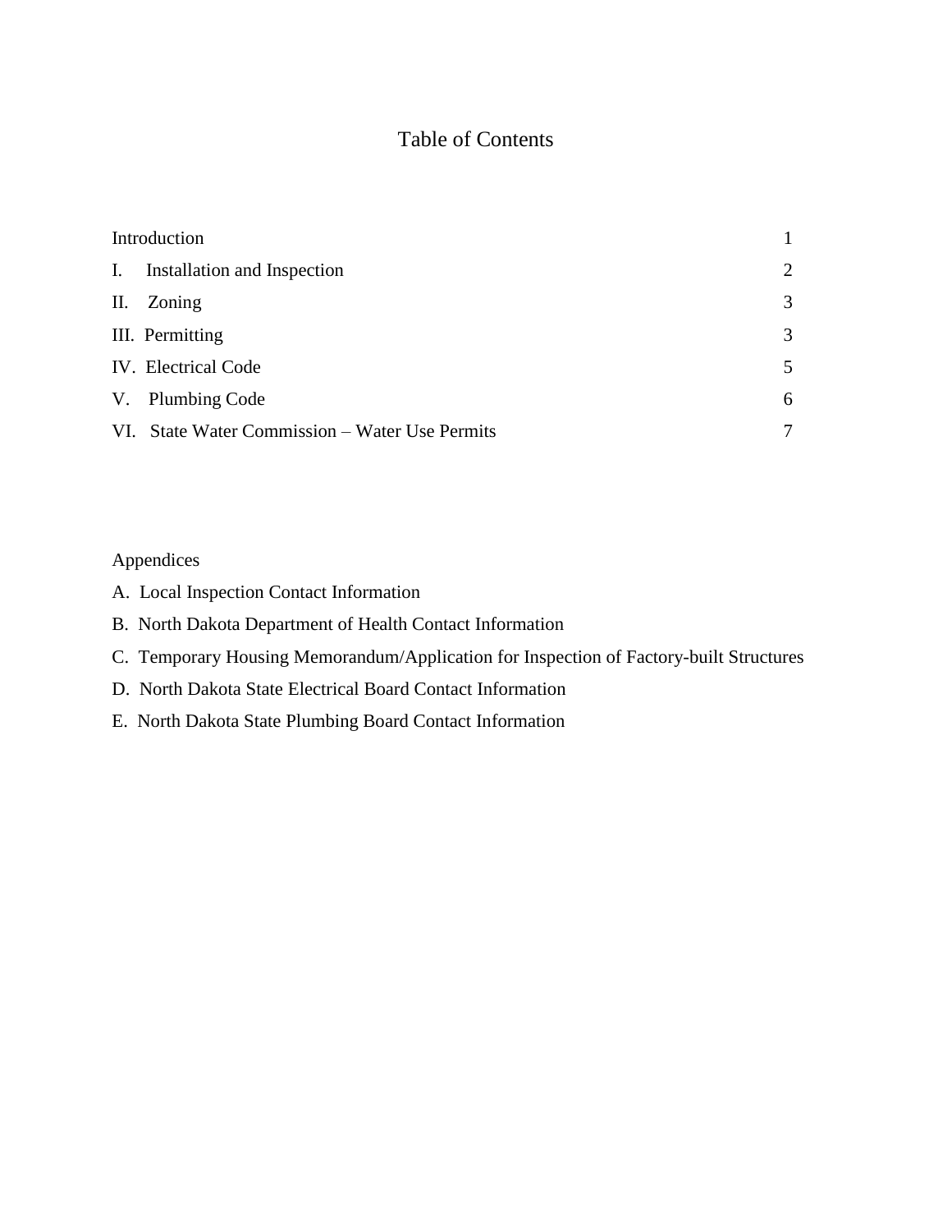# Table of Contents

| | |
|---|---|
| Introduction | 1 |
| I. Installation and Inspection | 2 |
| II. Zoning | 3 |
| III. Permitting | 3 |
| IV. Electrical Code | 5 |
| V. Plumbing Code | 6 |
| VI. State Water Commission – Water Use Permits | 7 |

Appendices

A. Local Inspection Contact Information

B. North Dakota Department of Health Contact Information

C. Temporary Housing Memorandum/Application for Inspection of Factory-built Structures

D. North Dakota State Electrical Board Contact Information

E. North Dakota State Plumbing Board Contact Information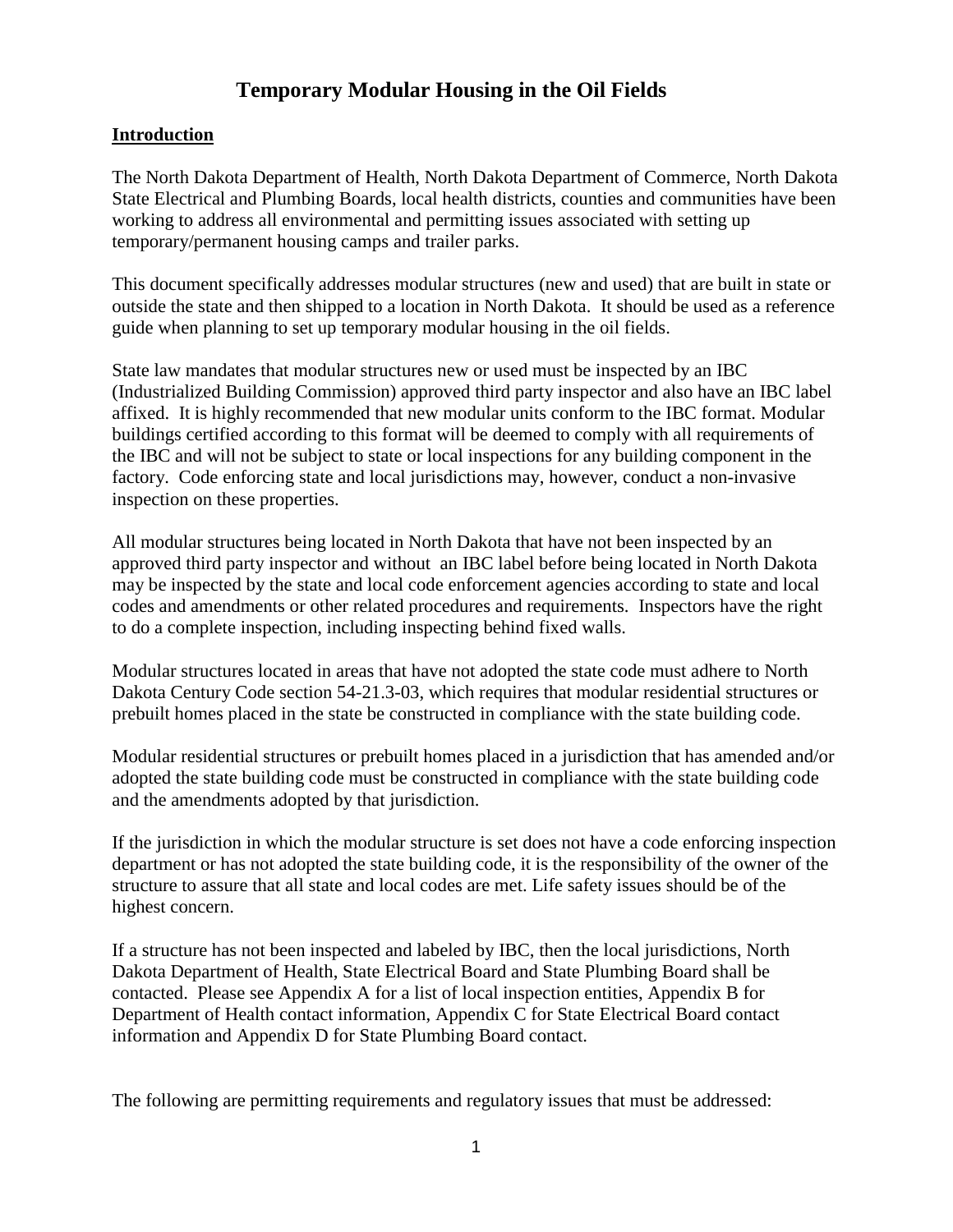# Temporary Modular Housing in the Oil Fields

## Introduction

The North Dakota Department of Health, North Dakota Department of Commerce, North Dakota State Electrical and Plumbing Boards, local health districts, counties and communities have been working to address all environmental and permitting issues associated with setting up temporary/permanent housing camps and trailer parks.

This document specifically addresses modular structures (new and used) that are built in state or outside the state and then shipped to a location in North Dakota. It should be used as a reference guide when planning to set up temporary modular housing in the oil fields.

State law mandates that modular structures new or used must be inspected by an IBC (Industrialized Building Commission) approved third party inspector and also have an IBC label affixed. It is highly recommended that new modular units conform to the IBC format. Modular buildings certified according to this format will be deemed to comply with all requirements of the IBC and will not be subject to state or local inspections for any building component in the factory. Code enforcing state and local jurisdictions may, however, conduct a non-invasive inspection on these properties.

All modular structures being located in North Dakota that have not been inspected by an approved third party inspector and without an IBC label before being located in North Dakota may be inspected by the state and local code enforcement agencies according to state and local codes and amendments or other related procedures and requirements. Inspectors have the right to do a complete inspection, including inspecting behind fixed walls.

Modular structures located in areas that have not adopted the state code must adhere to North Dakota Century Code section 54-21.3-03, which requires that modular residential structures or prebuilt homes placed in the state be constructed in compliance with the state building code.

Modular residential structures or prebuilt homes placed in a jurisdiction that has amended and/or adopted the state building code must be constructed in compliance with the state building code and the amendments adopted by that jurisdiction.

If the jurisdiction in which the modular structure is set does not have a code enforcing inspection department or has not adopted the state building code, it is the responsibility of the owner of the structure to assure that all state and local codes are met. Life safety issues should be of the highest concern.

If a structure has not been inspected and labeled by IBC, then the local jurisdictions, North Dakota Department of Health, State Electrical Board and State Plumbing Board shall be contacted. Please see Appendix A for a list of local inspection entities, Appendix B for Department of Health contact information, Appendix C for State Electrical Board contact information and Appendix D for State Plumbing Board contact.

The following are permitting requirements and regulatory issues that must be addressed: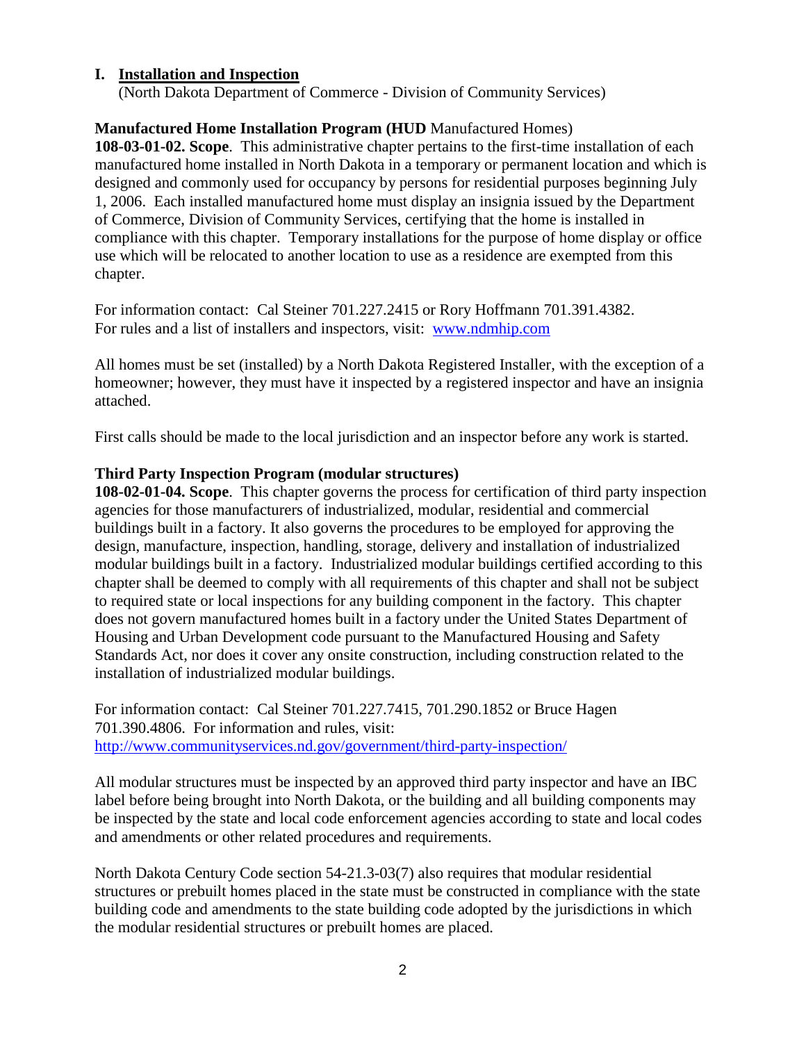## I. Installation and Inspection

(North Dakota Department of Commerce - Division of Community Services)

**Manufactured Home Installation Program (HUD** Manufactured Homes)

**108-03-01-02. Scope**. This administrative chapter pertains to the first-time installation of each manufactured home installed in North Dakota in a temporary or permanent location and which is designed and commonly used for occupancy by persons for residential purposes beginning July 1, 2006. Each installed manufactured home must display an insignia issued by the Department of Commerce, Division of Community Services, certifying that the home is installed in compliance with this chapter. Temporary installations for the purpose of home display or office use which will be relocated to another location to use as a residence are exempted from this chapter.

For information contact: Cal Steiner 701.227.2415 or Rory Hoffmann 701.391.4382.
For rules and a list of installers and inspectors, visit: www.ndmhip.com

All homes must be set (installed) by a North Dakota Registered Installer, with the exception of a homeowner; however, they must have it inspected by a registered inspector and have an insignia attached.

First calls should be made to the local jurisdiction and an inspector before any work is started.

**Third Party Inspection Program (modular structures)**

**108-02-01-04. Scope**. This chapter governs the process for certification of third party inspection agencies for those manufacturers of industrialized, modular, residential and commercial buildings built in a factory. It also governs the procedures to be employed for approving the design, manufacture, inspection, handling, storage, delivery and installation of industrialized modular buildings built in a factory. Industrialized modular buildings certified according to this chapter shall be deemed to comply with all requirements of this chapter and shall not be subject to required state or local inspections for any building component in the factory. This chapter does not govern manufactured homes built in a factory under the United States Department of Housing and Urban Development code pursuant to the Manufactured Housing and Safety Standards Act, nor does it cover any onsite construction, including construction related to the installation of industrialized modular buildings.

For information contact: Cal Steiner 701.227.7415, 701.290.1852 or Bruce Hagen 701.390.4806. For information and rules, visit:
http://www.communityservices.nd.gov/government/third-party-inspection/

All modular structures must be inspected by an approved third party inspector and have an IBC label before being brought into North Dakota, or the building and all building components may be inspected by the state and local code enforcement agencies according to state and local codes and amendments or other related procedures and requirements.

North Dakota Century Code section 54-21.3-03(7) also requires that modular residential structures or prebuilt homes placed in the state must be constructed in compliance with the state building code and amendments to the state building code adopted by the jurisdictions in which the modular residential structures or prebuilt homes are placed.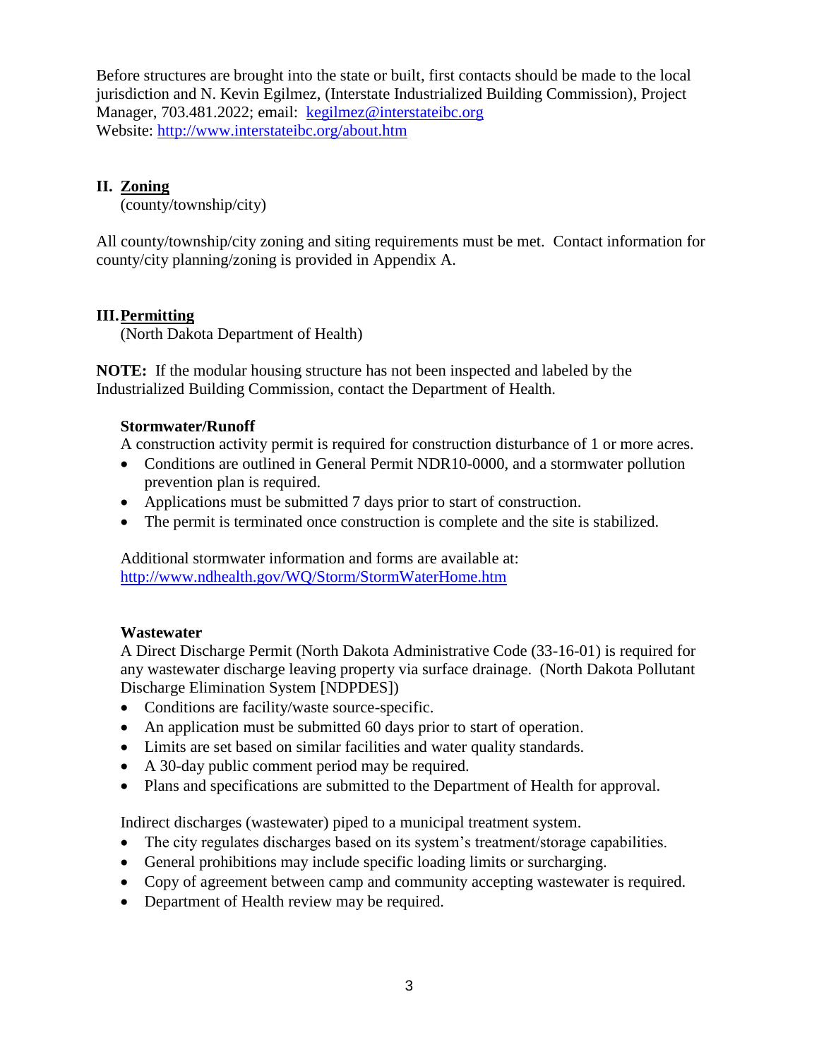Before structures are brought into the state or built, first contacts should be made to the local jurisdiction and N. Kevin Egilmez, (Interstate Industrialized Building Commission), Project Manager, 703.481.2022; email: [kegilmez@interstateibc.org](mailto:kegilmez@interstateibc.org)
Website: [http://www.interstateibc.org/about.htm](http://www.interstateibc.org/about.htm)

## II. Zoning

(county/township/city)

All county/township/city zoning and siting requirements must be met. Contact information for county/city planning/zoning is provided in Appendix A.

## III. Permitting

(North Dakota Department of Health)

**NOTE:** If the modular housing structure has not been inspected and labeled by the Industrialized Building Commission, contact the Department of Health.

### Stormwater/Runoff

A construction activity permit is required for construction disturbance of 1 or more acres.

- Conditions are outlined in General Permit NDR10-0000, and a stormwater pollution prevention plan is required.
- Applications must be submitted 7 days prior to start of construction.
- The permit is terminated once construction is complete and the site is stabilized.

Additional stormwater information and forms are available at:
[http://www.ndhealth.gov/WQ/Storm/StormWaterHome.htm](http://www.ndhealth.gov/WQ/Storm/StormWaterHome.htm)

### Wastewater

A Direct Discharge Permit (North Dakota Administrative Code (33-16-01) is required for any wastewater discharge leaving property via surface drainage. (North Dakota Pollutant Discharge Elimination System [NDPDES])

- Conditions are facility/waste source-specific.
- An application must be submitted 60 days prior to start of operation.
- Limits are set based on similar facilities and water quality standards.
- A 30-day public comment period may be required.
- Plans and specifications are submitted to the Department of Health for approval.

Indirect discharges (wastewater) piped to a municipal treatment system.

- The city regulates discharges based on its system's treatment/storage capabilities.
- General prohibitions may include specific loading limits or surcharging.
- Copy of agreement between camp and community accepting wastewater is required.
- Department of Health review may be required.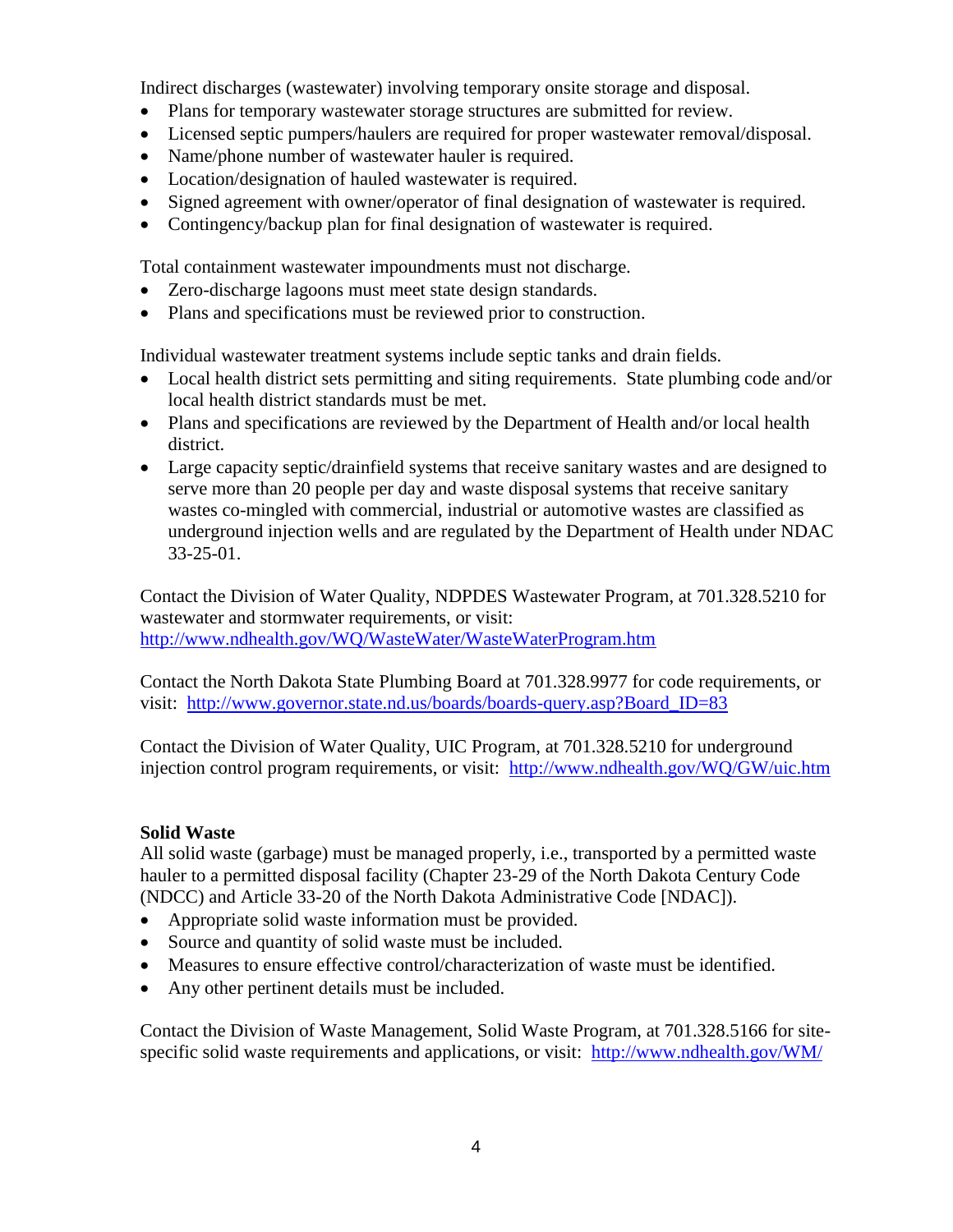Indirect discharges (wastewater) involving temporary onsite storage and disposal.

- Plans for temporary wastewater storage structures are submitted for review.
- Licensed septic pumpers/haulers are required for proper wastewater removal/disposal.
- Name/phone number of wastewater hauler is required.
- Location/designation of hauled wastewater is required.
- Signed agreement with owner/operator of final designation of wastewater is required.
- Contingency/backup plan for final designation of wastewater is required.

Total containment wastewater impoundments must not discharge.

- Zero-discharge lagoons must meet state design standards.
- Plans and specifications must be reviewed prior to construction.

Individual wastewater treatment systems include septic tanks and drain fields.

- Local health district sets permitting and siting requirements. State plumbing code and/or local health district standards must be met.
- Plans and specifications are reviewed by the Department of Health and/or local health district.
- Large capacity septic/drainfield systems that receive sanitary wastes and are designed to serve more than 20 people per day and waste disposal systems that receive sanitary wastes co-mingled with commercial, industrial or automotive wastes are classified as underground injection wells and are regulated by the Department of Health under NDAC 33-25-01.

Contact the Division of Water Quality, NDPDES Wastewater Program, at 701.328.5210 for wastewater and stormwater requirements, or visit: http://www.ndhealth.gov/WQ/WasteWater/WasteWaterProgram.htm

Contact the North Dakota State Plumbing Board at 701.328.9977 for code requirements, or visit: http://www.governor.state.nd.us/boards/boards-query.asp?Board_ID=83

Contact the Division of Water Quality, UIC Program, at 701.328.5210 for underground injection control program requirements, or visit: http://www.ndhealth.gov/WQ/GW/uic.htm

**Solid Waste**

All solid waste (garbage) must be managed properly, i.e., transported by a permitted waste hauler to a permitted disposal facility (Chapter 23-29 of the North Dakota Century Code (NDCC) and Article 33-20 of the North Dakota Administrative Code [NDAC]).

- Appropriate solid waste information must be provided.
- Source and quantity of solid waste must be included.
- Measures to ensure effective control/characterization of waste must be identified.
- Any other pertinent details must be included.

Contact the Division of Waste Management, Solid Waste Program, at 701.328.5166 for site-specific solid waste requirements and applications, or visit: http://www.ndhealth.gov/WM/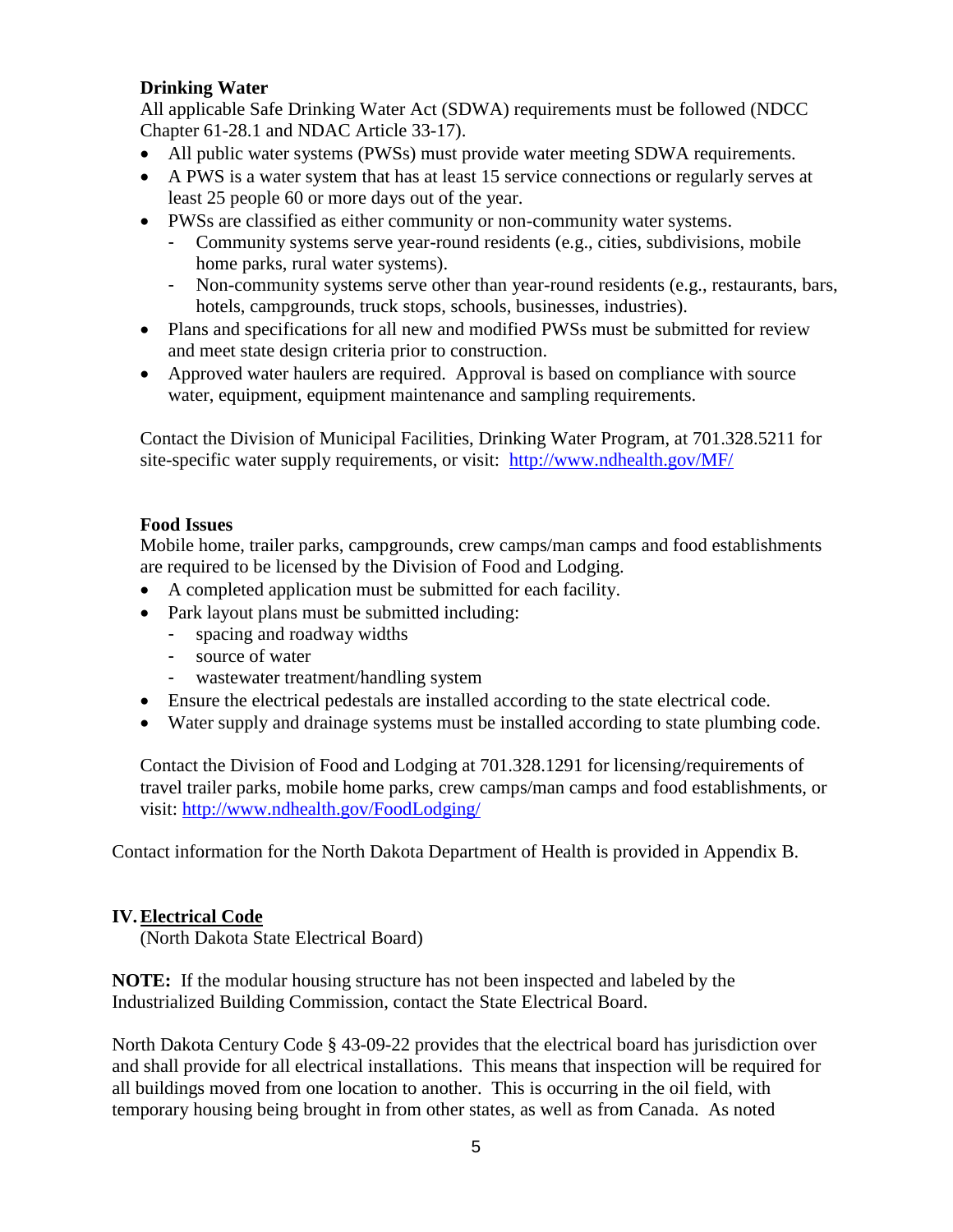### Drinking Water

All applicable Safe Drinking Water Act (SDWA) requirements must be followed (NDCC Chapter 61-28.1 and NDAC Article 33-17).

- All public water systems (PWSs) must provide water meeting SDWA requirements.
- A PWS is a water system that has at least 15 service connections or regularly serves at least 25 people 60 or more days out of the year.
- PWSs are classified as either community or non-community water systems.
  - Community systems serve year-round residents (e.g., cities, subdivisions, mobile home parks, rural water systems).
  - Non-community systems serve other than year-round residents (e.g., restaurants, bars, hotels, campgrounds, truck stops, schools, businesses, industries).
- Plans and specifications for all new and modified PWSs must be submitted for review and meet state design criteria prior to construction.
- Approved water haulers are required. Approval is based on compliance with source water, equipment, equipment maintenance and sampling requirements.

Contact the Division of Municipal Facilities, Drinking Water Program, at 701.328.5211 for site-specific water supply requirements, or visit: http://www.ndhealth.gov/MF/

### Food Issues

Mobile home, trailer parks, campgrounds, crew camps/man camps and food establishments are required to be licensed by the Division of Food and Lodging.

- A completed application must be submitted for each facility.
- Park layout plans must be submitted including:
  - spacing and roadway widths
  - source of water
  - wastewater treatment/handling system
- Ensure the electrical pedestals are installed according to the state electrical code.
- Water supply and drainage systems must be installed according to state plumbing code.

Contact the Division of Food and Lodging at 701.328.1291 for licensing/requirements of travel trailer parks, mobile home parks, crew camps/man camps and food establishments, or visit: http://www.ndhealth.gov/FoodLodging/

Contact information for the North Dakota Department of Health is provided in Appendix B.

## IV. Electrical Code

(North Dakota State Electrical Board)

**NOTE:** If the modular housing structure has not been inspected and labeled by the Industrialized Building Commission, contact the State Electrical Board.

North Dakota Century Code § 43-09-22 provides that the electrical board has jurisdiction over and shall provide for all electrical installations. This means that inspection will be required for all buildings moved from one location to another. This is occurring in the oil field, with temporary housing being brought in from other states, as well as from Canada. As noted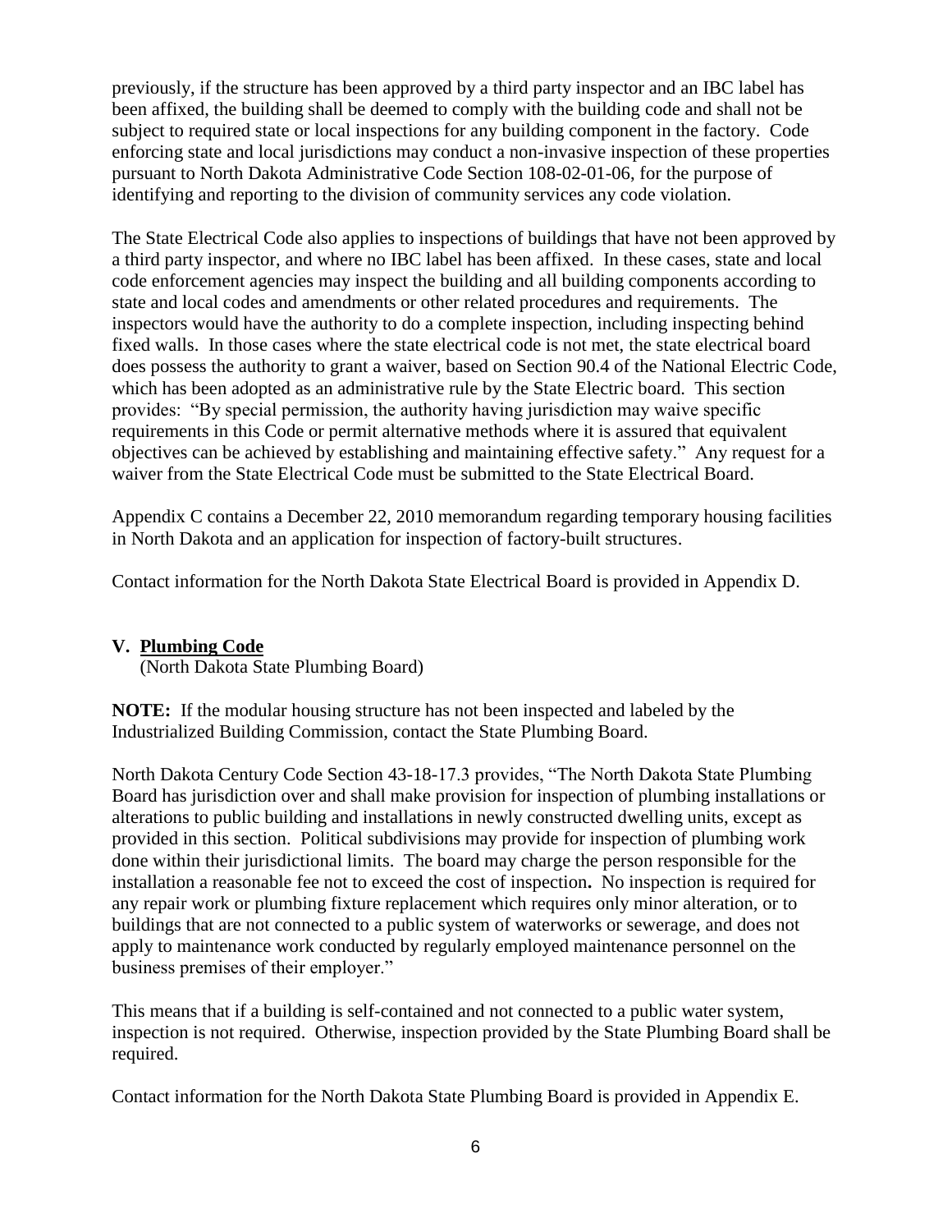previously, if the structure has been approved by a third party inspector and an IBC label has been affixed, the building shall be deemed to comply with the building code and shall not be subject to required state or local inspections for any building component in the factory. Code enforcing state and local jurisdictions may conduct a non-invasive inspection of these properties pursuant to North Dakota Administrative Code Section 108-02-01-06, for the purpose of identifying and reporting to the division of community services any code violation.

The State Electrical Code also applies to inspections of buildings that have not been approved by a third party inspector, and where no IBC label has been affixed. In these cases, state and local code enforcement agencies may inspect the building and all building components according to state and local codes and amendments or other related procedures and requirements. The inspectors would have the authority to do a complete inspection, including inspecting behind fixed walls. In those cases where the state electrical code is not met, the state electrical board does possess the authority to grant a waiver, based on Section 90.4 of the National Electric Code, which has been adopted as an administrative rule by the State Electric board. This section provides: "By special permission, the authority having jurisdiction may waive specific requirements in this Code or permit alternative methods where it is assured that equivalent objectives can be achieved by establishing and maintaining effective safety." Any request for a waiver from the State Electrical Code must be submitted to the State Electrical Board.

Appendix C contains a December 22, 2010 memorandum regarding temporary housing facilities in North Dakota and an application for inspection of factory-built structures.

Contact information for the North Dakota State Electrical Board is provided in Appendix D.

## V. Plumbing Code

(North Dakota State Plumbing Board)

**NOTE:** If the modular housing structure has not been inspected and labeled by the Industrialized Building Commission, contact the State Plumbing Board.

North Dakota Century Code Section 43-18-17.3 provides, "The North Dakota State Plumbing Board has jurisdiction over and shall make provision for inspection of plumbing installations or alterations to public building and installations in newly constructed dwelling units, except as provided in this section. Political subdivisions may provide for inspection of plumbing work done within their jurisdictional limits. The board may charge the person responsible for the installation a reasonable fee not to exceed the cost of inspection**.** No inspection is required for any repair work or plumbing fixture replacement which requires only minor alteration, or to buildings that are not connected to a public system of waterworks or sewerage, and does not apply to maintenance work conducted by regularly employed maintenance personnel on the business premises of their employer."

This means that if a building is self-contained and not connected to a public water system, inspection is not required. Otherwise, inspection provided by the State Plumbing Board shall be required.

Contact information for the North Dakota State Plumbing Board is provided in Appendix E.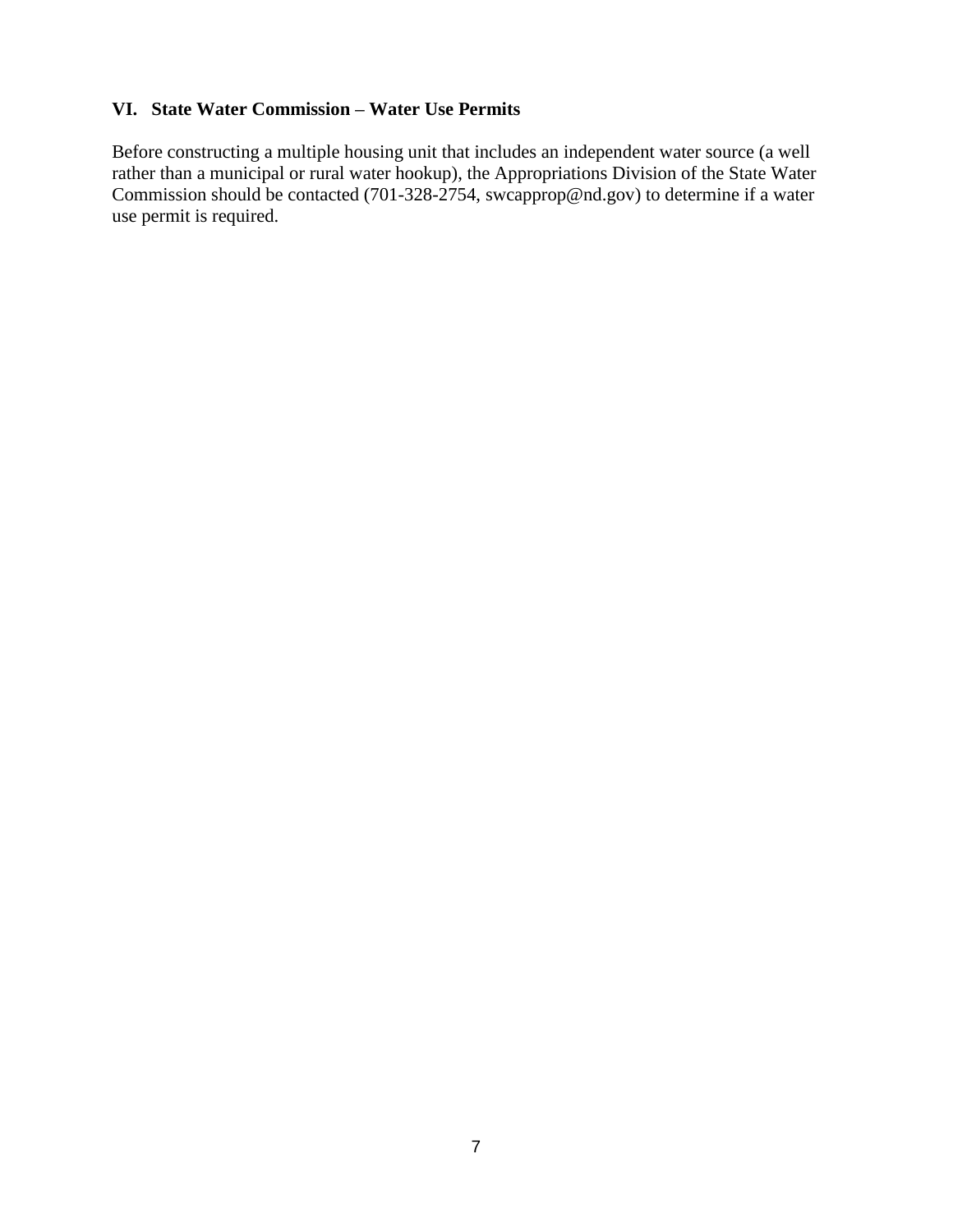## VI. State Water Commission – Water Use Permits

Before constructing a multiple housing unit that includes an independent water source (a well rather than a municipal or rural water hookup), the Appropriations Division of the State Water Commission should be contacted (701-328-2754, swcapprop@nd.gov) to determine if a water use permit is required.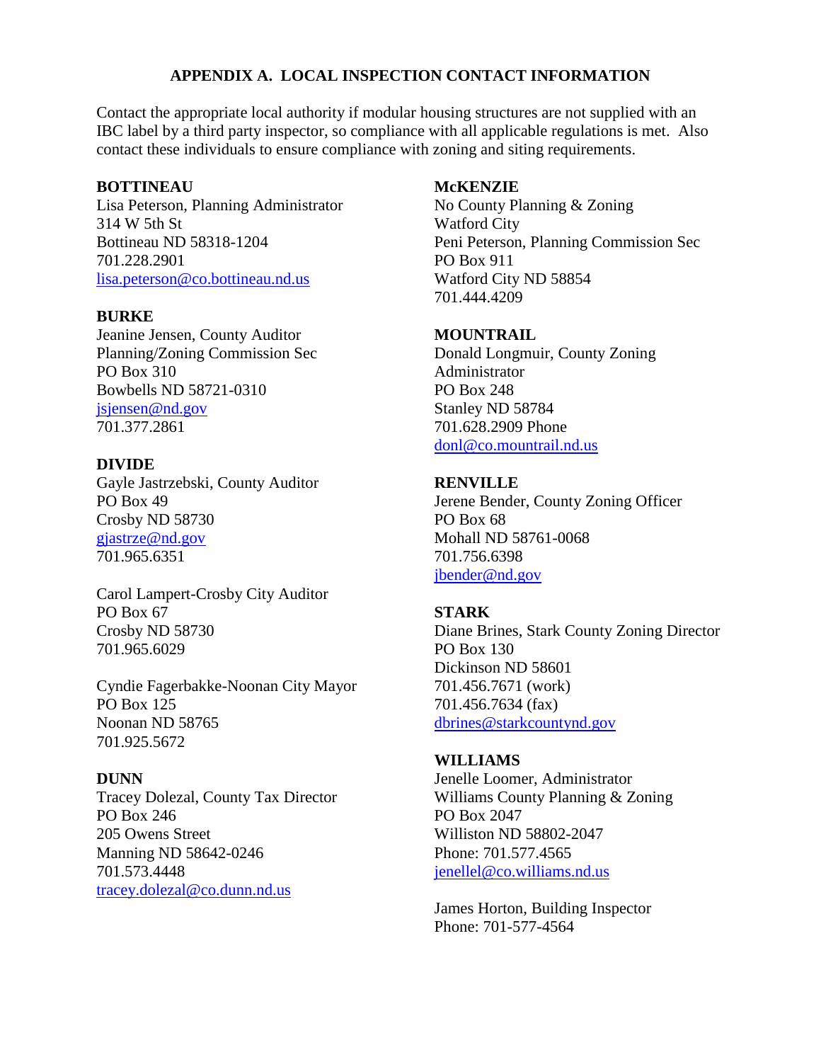## APPENDIX A. LOCAL INSPECTION CONTACT INFORMATION

Contact the appropriate local authority if modular housing structures are not supplied with an IBC label by a third party inspector, so compliance with all applicable regulations is met. Also contact these individuals to ensure compliance with zoning and siting requirements.

**BOTTINEAU**
Lisa Peterson, Planning Administrator
314 W 5th St
Bottineau ND 58318-1204
701.228.2901
lisa.peterson@co.bottineau.nd.us

**BURKE**
Jeanine Jensen, County Auditor
Planning/Zoning Commission Sec
PO Box 310
Bowbells ND 58721-0310
jsjensen@nd.gov
701.377.2861

**DIVIDE**
Gayle Jastrzebski, County Auditor
PO Box 49
Crosby ND 58730
gjastrze@nd.gov
701.965.6351

Carol Lampert-Crosby City Auditor
PO Box 67
Crosby ND 58730
701.965.6029

Cyndie Fagerbakke-Noonan City Mayor
PO Box 125
Noonan ND 58765
701.925.5672

**DUNN**
Tracey Dolezal, County Tax Director
PO Box 246
205 Owens Street
Manning ND 58642-0246
701.573.4448
tracey.dolezal@co.dunn.nd.us

**McKENZIE**
No County Planning & Zoning
Watford City
Peni Peterson, Planning Commission Sec
PO Box 911
Watford City ND 58854
701.444.4209

**MOUNTRAIL**
Donald Longmuir, County Zoning Administrator
PO Box 248
Stanley ND 58784
701.628.2909 Phone
donl@co.mountrail.nd.us

**RENVILLE**
Jerene Bender, County Zoning Officer
PO Box 68
Mohall ND 58761-0068
701.756.6398
jbender@nd.gov

**STARK**
Diane Brines, Stark County Zoning Director
PO Box 130
Dickinson ND 58601
701.456.7671 (work)
701.456.7634 (fax)
dbrines@starkcountynd.gov

**WILLIAMS**
Jenelle Loomer, Administrator
Williams County Planning & Zoning
PO Box 2047
Williston ND 58802-2047
Phone: 701.577.4565
jenellel@co.williams.nd.us

James Horton, Building Inspector
Phone: 701-577-4564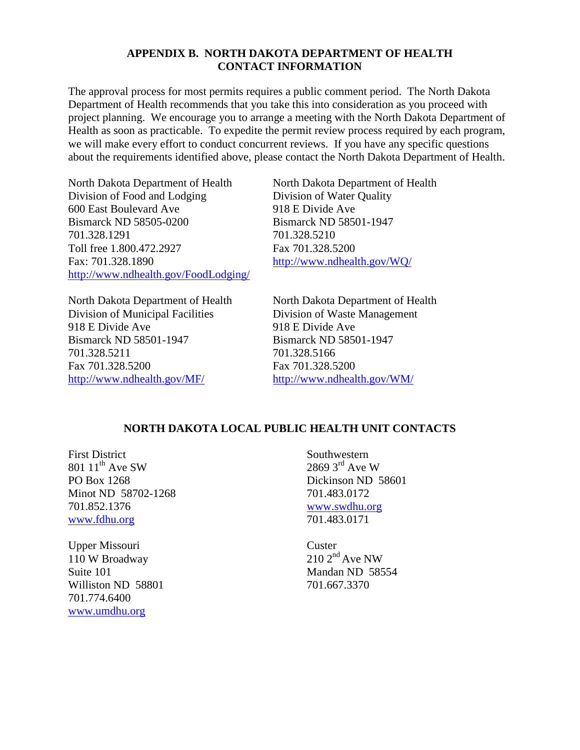## APPENDIX B. NORTH DAKOTA DEPARTMENT OF HEALTH CONTACT INFORMATION

The approval process for most permits requires a public comment period. The North Dakota Department of Health recommends that you take this into consideration as you proceed with project planning. We encourage you to arrange a meeting with the North Dakota Department of Health as soon as practicable. To expedite the permit review process required by each program, we will make every effort to conduct concurrent reviews. If you have any specific questions about the requirements identified above, please contact the North Dakota Department of Health.

North Dakota Department of Health  
Division of Food and Lodging  
600 East Boulevard Ave  
Bismarck ND 58505-0200  
701.328.1291  
Toll free 1.800.472.2927  
Fax: 701.328.1890  
http://www.ndhealth.gov/FoodLodging/

North Dakota Department of Health  
Division of Water Quality  
918 E Divide Ave  
Bismarck ND 58501-1947  
701.328.5210  
Fax 701.328.5200  
http://www.ndhealth.gov/WQ/

North Dakota Department of Health  
Division of Municipal Facilities  
918 E Divide Ave  
Bismarck ND 58501-1947  
701.328.5211  
Fax 701.328.5200  
http://www.ndhealth.gov/MF/

North Dakota Department of Health  
Division of Waste Management  
918 E Divide Ave  
Bismarck ND 58501-1947  
701.328.5166  
Fax 701.328.5200  
http://www.ndhealth.gov/WM/

## NORTH DAKOTA LOCAL PUBLIC HEALTH UNIT CONTACTS

First District  
801 11th Ave SW  
PO Box 1268  
Minot ND 58702-1268  
701.852.1376  
www.fdhu.org

Southwestern  
2869 3rd Ave W  
Dickinson ND 58601  
701.483.0172  
www.swdhu.org  
701.483.0171

Upper Missouri  
110 W Broadway  
Suite 101  
Williston ND 58801  
701.774.6400  
www.umdhu.org

Custer  
210 2nd Ave NW  
Mandan ND 58554  
701.667.3370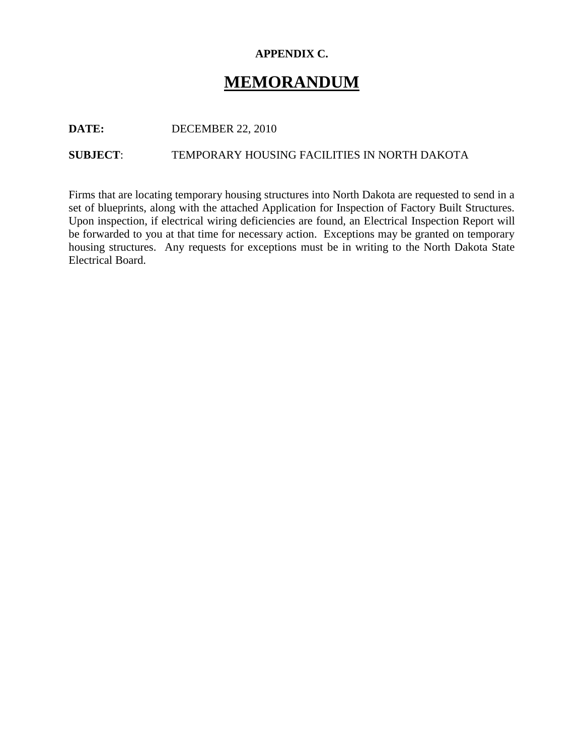**APPENDIX C.**

# MEMORANDUM

**DATE:** DECEMBER 22, 2010

**SUBJECT**: TEMPORARY HOUSING FACILITIES IN NORTH DAKOTA

Firms that are locating temporary housing structures into North Dakota are requested to send in a set of blueprints, along with the attached Application for Inspection of Factory Built Structures. Upon inspection, if electrical wiring deficiencies are found, an Electrical Inspection Report will be forwarded to you at that time for necessary action. Exceptions may be granted on temporary housing structures. Any requests for exceptions must be in writing to the North Dakota State Electrical Board.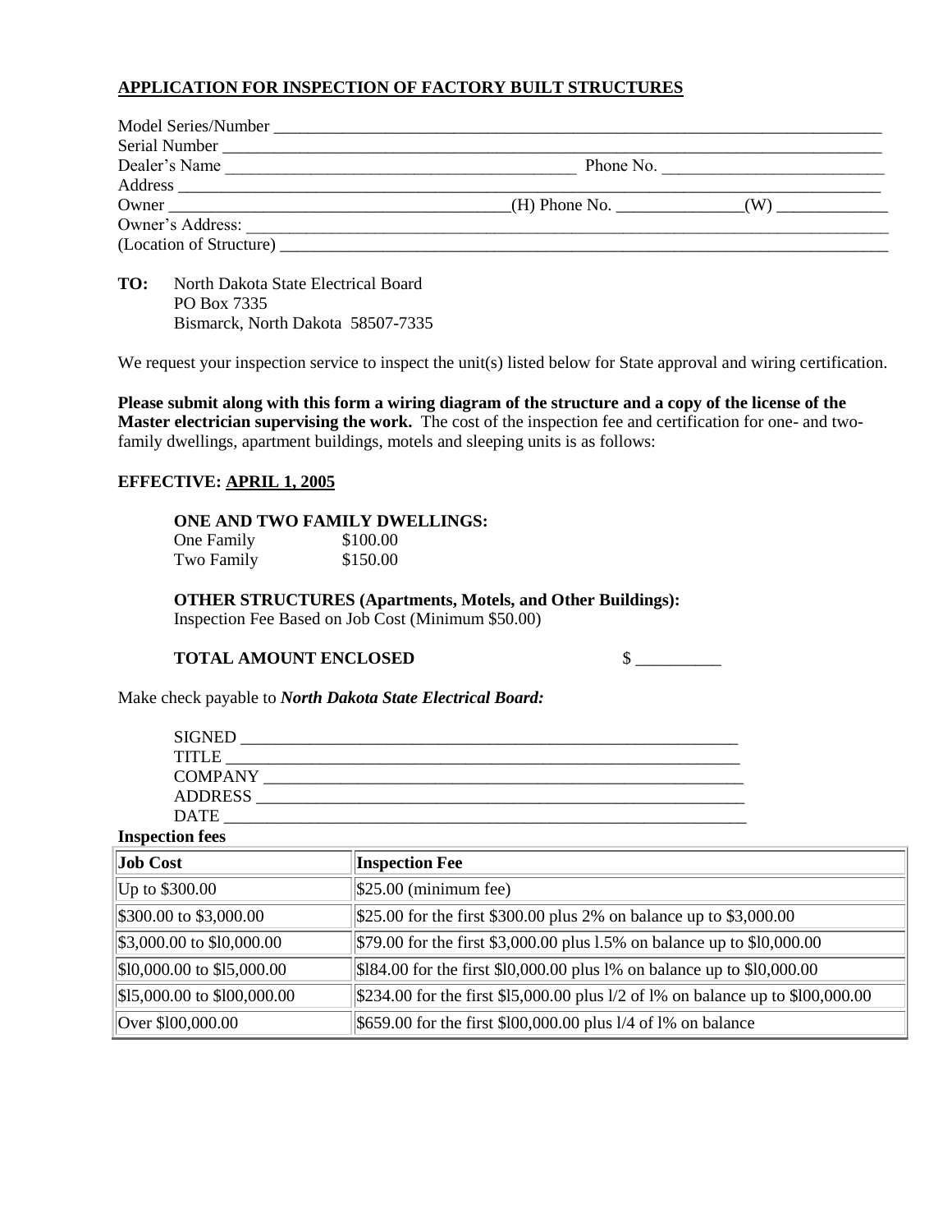## APPLICATION FOR INSPECTION OF FACTORY BUILT STRUCTURES

Model Series/Number ___________________________________________________________________________

Serial Number ________________________________________________________________________________

Dealer's Name ___________________________________________ Phone No. __________________________

Address ______________________________________________________________________________________

Owner _______________________________________(H) Phone No. ______________(W) _____________

Owner's Address: ______________________________________________________________________________

(Location of Structure) ________________________________________________________________________

**TO:** North Dakota State Electrical Board
PO Box 7335
Bismarck, North Dakota 58507-7335

We request your inspection service to inspect the unit(s) listed below for State approval and wiring certification.

**Please submit along with this form a wiring diagram of the structure and a copy of the license of the Master electrician supervising the work.** The cost of the inspection fee and certification for one- and two-family dwellings, apartment buildings, motels and sleeping units is as follows:

**EFFECTIVE: APRIL 1, 2005**

**ONE AND TWO FAMILY DWELLINGS:**

One Family $100.00
Two Family $150.00

**OTHER STRUCTURES (Apartments, Motels, and Other Buildings):**
Inspection Fee Based on Job Cost (Minimum $50.00)

**TOTAL AMOUNT ENCLOSED** $ __________

Make check payable to ***North Dakota State Electrical Board:***

SIGNED ___________________________________________________________

TITLE _____________________________________________________________

COMPANY _________________________________________________________

ADDRESS _________________________________________________________

DATE _____________________________________________________________

**Inspection fees**

| Job Cost | Inspection Fee |
|---|---|
| Up to $300.00 | $25.00 (minimum fee) |
| $300.00 to $3,000.00 | $25.00 for the first $300.00 plus 2% on balance up to $3,000.00 |
| $3,000.00 to $l0,000.00 | $79.00 for the first $3,000.00 plus l.5% on balance up to $l0,000.00 |
| $l0,000.00 to $l5,000.00 | $l84.00 for the first $l0,000.00 plus l% on balance up to $l0,000.00 |
| $l5,000.00 to $l00,000.00 | $234.00 for the first $l5,000.00 plus l/2 of l% on balance up to $l00,000.00 |
| Over $l00,000.00 | $659.00 for the first $l00,000.00 plus l/4 of l% on balance |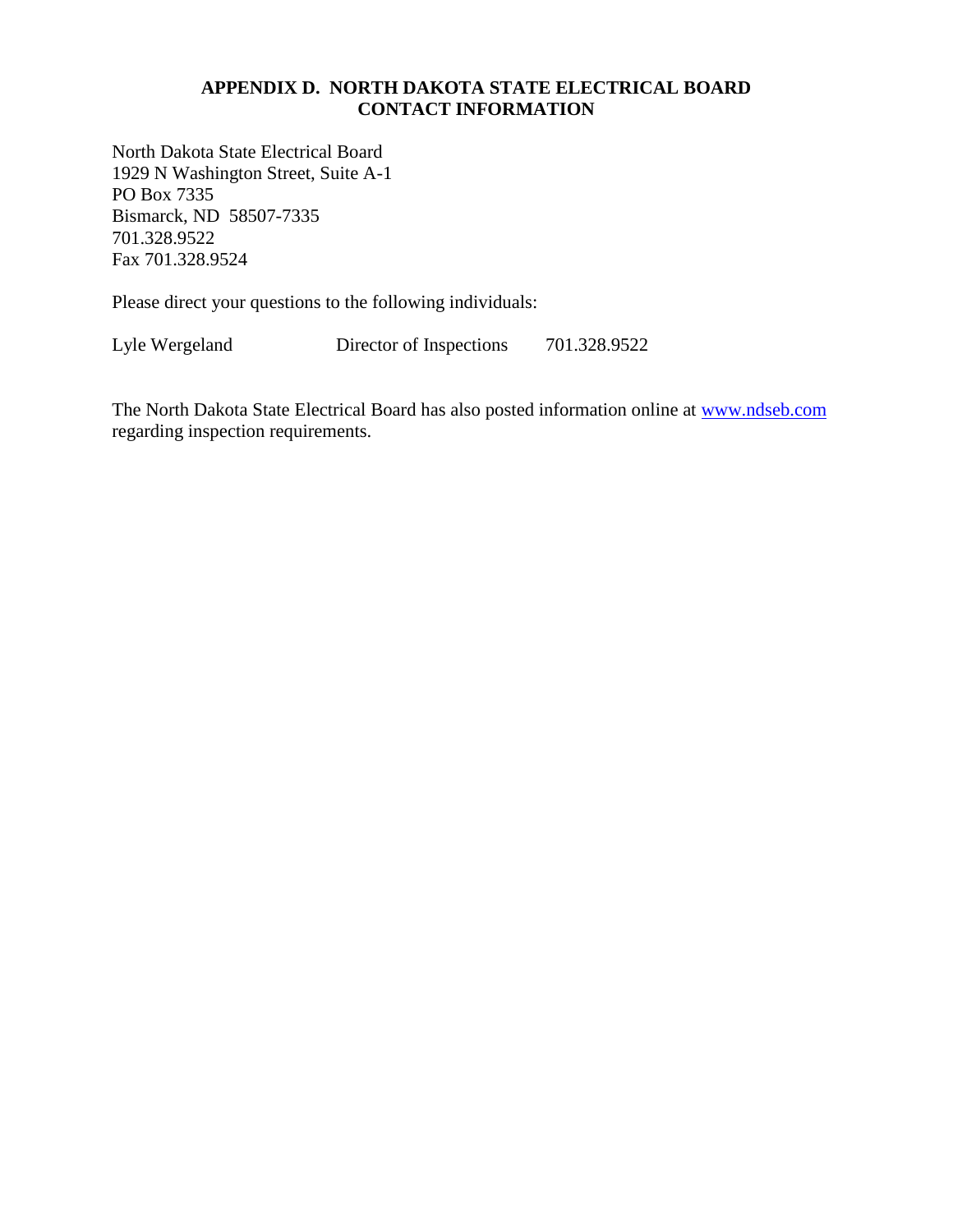## APPENDIX D. NORTH DAKOTA STATE ELECTRICAL BOARD CONTACT INFORMATION

North Dakota State Electrical Board
1929 N Washington Street, Suite A-1
PO Box 7335
Bismarck, ND 58507-7335
701.328.9522
Fax 701.328.9524

Please direct your questions to the following individuals:

| | | |
|---|---|---|
| Lyle Wergeland | Director of Inspections | 701.328.9522 |

The North Dakota State Electrical Board has also posted information online at [www.ndseb.com](http://www.ndseb.com) regarding inspection requirements.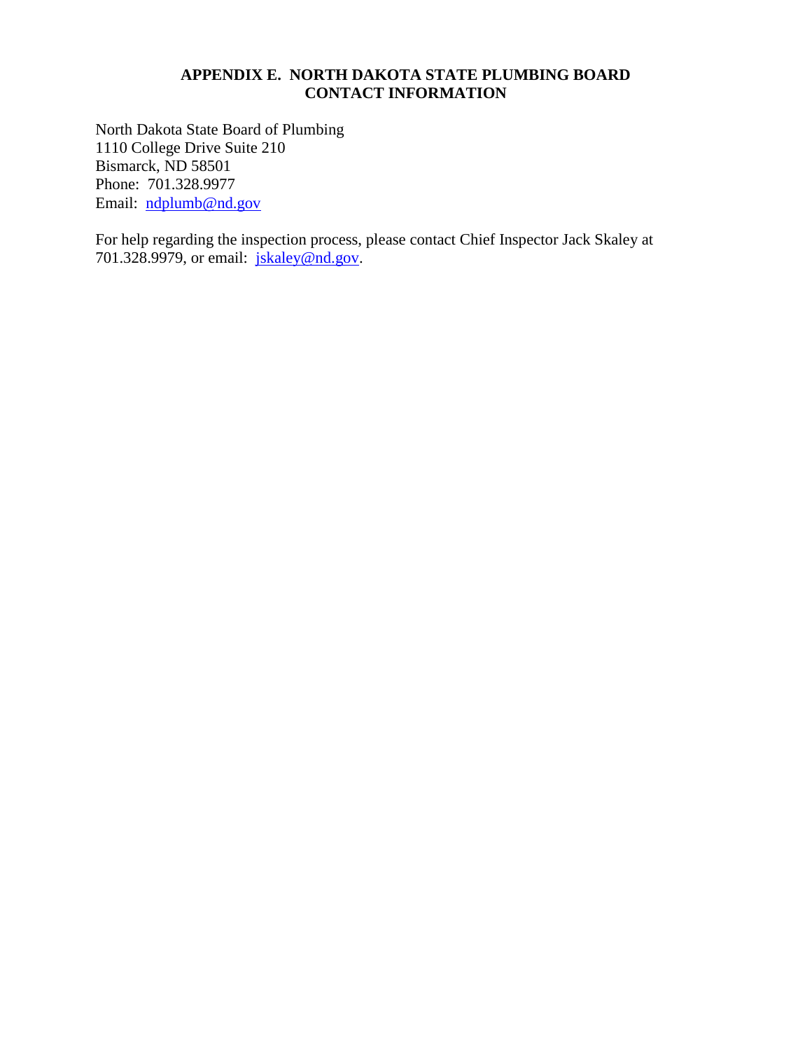## APPENDIX E. NORTH DAKOTA STATE PLUMBING BOARD CONTACT INFORMATION

North Dakota State Board of Plumbing
1110 College Drive Suite 210
Bismarck, ND 58501
Phone: 701.328.9977
Email: ndplumb@nd.gov

For help regarding the inspection process, please contact Chief Inspector Jack Skaley at 701.328.9979, or email: jskaley@nd.gov.